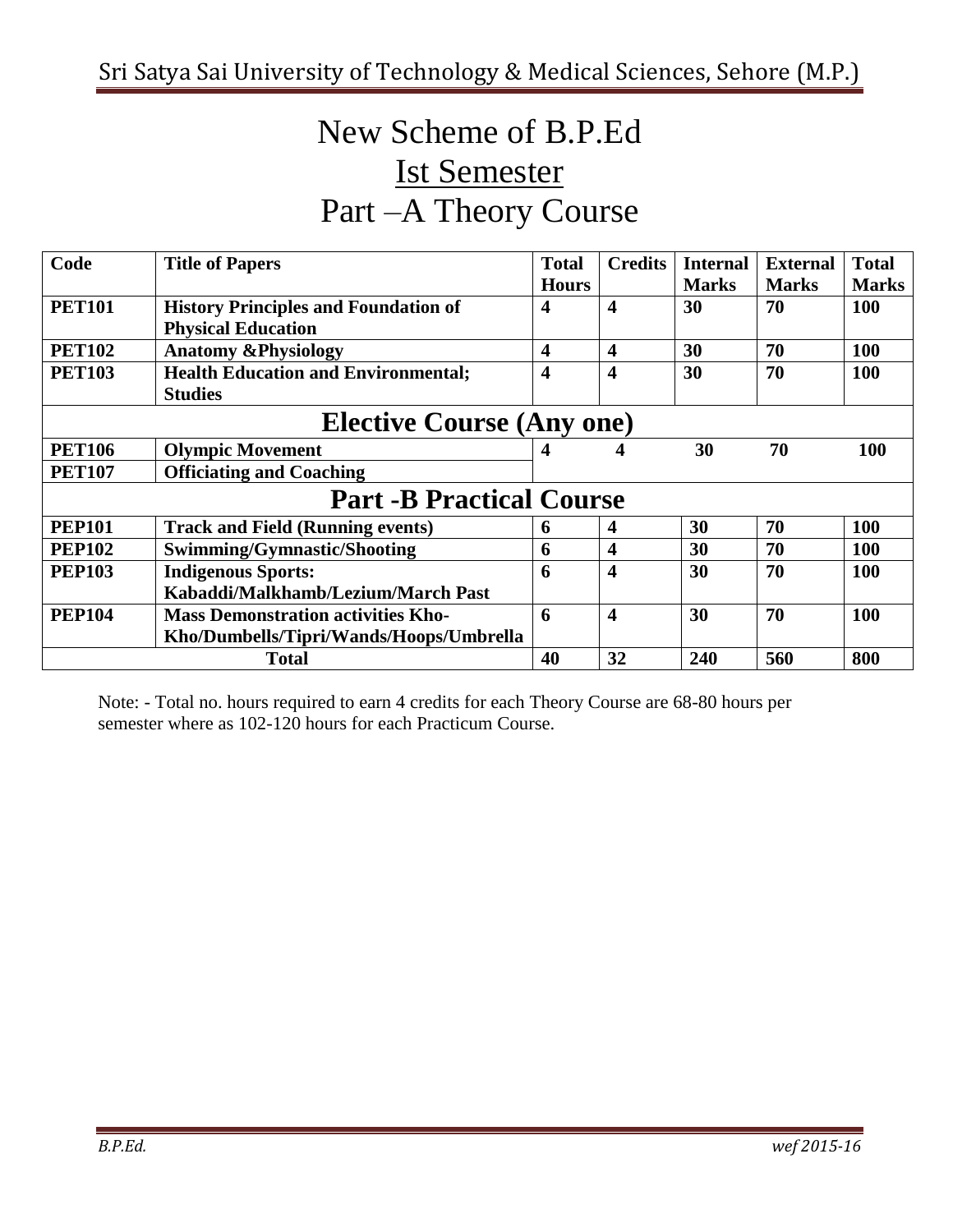# New Scheme of B.P.Ed

## Ist Semester

## Part –A Theory Course

| Code | Title of Papers | Total Hours | Credits | Internal Marks | External Marks | Total Marks |
|---|---|---|---|---|---|---|
| PET101 | History Principles and Foundation of Physical Education | 4 | 4 | 30 | 70 | 100 |
| PET102 | Anatomy &Physiology | 4 | 4 | 30 | 70 | 100 |
| PET103 | Health Education and Environmental; Studies | 4 | 4 | 30 | 70 | 100 |
| **Elective Course (Any one)** | | | | | | |
| PET106 | Olympic Movement | 4 | 4 | 30 | 70 | 100 |
| PET107 | Officiating and Coaching | | | | | |
| **Part -B Practical Course** | | | | | | |
| PEP101 | Track and Field (Running events) | 6 | 4 | 30 | 70 | 100 |
| PEP102 | Swimming/Gymnastic/Shooting | 6 | 4 | 30 | 70 | 100 |
| PEP103 | Indigenous Sports: Kabaddi/Malkhamb/Lezium/March Past | 6 | 4 | 30 | 70 | 100 |
| PEP104 | Mass Demonstration activities Kho-Kho/Dumbells/Tipri/Wands/Hoops/Umbrella | 6 | 4 | 30 | 70 | 100 |
| Total | | 40 | 32 | 240 | 560 | 800 |

Note: - Total no. hours required to earn 4 credits for each Theory Course are 68-80 hours per semester where as 102-120 hours for each Practicum Course.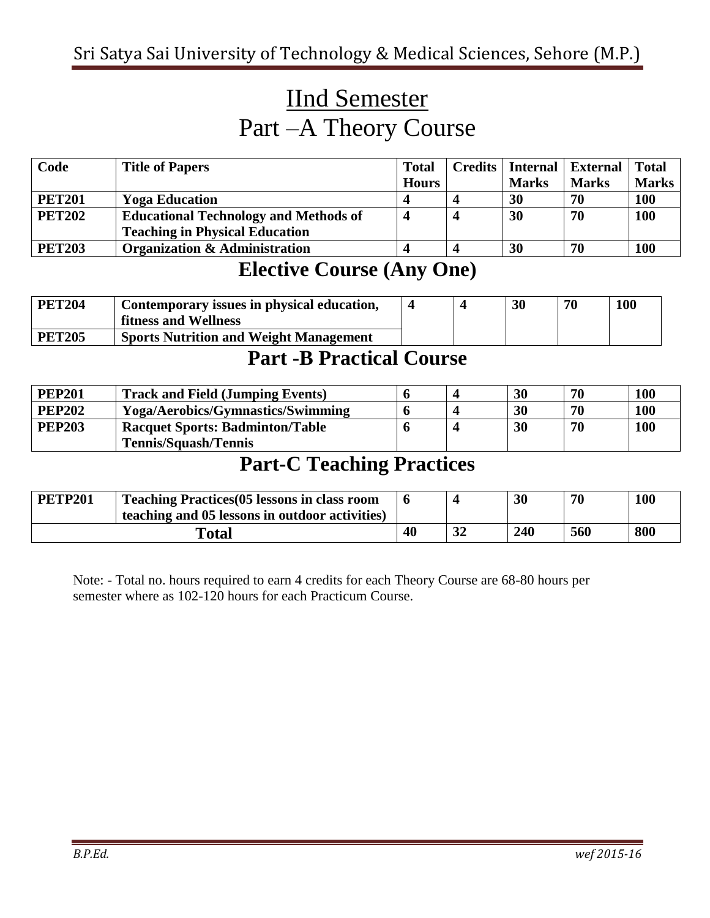# IInd Semester

## Part –A Theory Course

| Code | Title of Papers | Total Hours | Credits | Internal Marks | External Marks | Total Marks |
|---|---|---|---|---|---|---|
| **PET201** | **Yoga Education** | **4** | **4** | **30** | **70** | **100** |
| **PET202** | **Educational Technology and Methods of Teaching in Physical Education** | **4** | **4** | **30** | **70** | **100** |
| **PET203** | **Organization & Administration** | **4** | **4** | **30** | **70** | **100** |

## Elective Course (Any One)

| Code | Title of Papers | Total Hours | Credits | Internal Marks | External Marks | Total Marks |
|---|---|---|---|---|---|---|
| **PET204** | **Contemporary issues in physical education, fitness and Wellness** | **4** | **4** | **30** | **70** | **100** |
| **PET205** | **Sports Nutrition and Weight Management** | | | | | |

## Part -B Practical Course

| Code | Title of Papers | Total Hours | Credits | Internal Marks | External Marks | Total Marks |
|---|---|---|---|---|---|---|
| **PEP201** | **Track and Field (Jumping Events)** | **6** | **4** | **30** | **70** | **100** |
| **PEP202** | **Yoga/Aerobics/Gymnastics/Swimming** | **6** | **4** | **30** | **70** | **100** |
| **PEP203** | **Racquet Sports: Badminton/Table Tennis/Squash/Tennis** | **6** | **4** | **30** | **70** | **100** |

## Part-C Teaching Practices

| Code | Title of Papers | Total Hours | Credits | Internal Marks | External Marks | Total Marks |
|---|---|---|---|---|---|---|
| **PETP201** | **Teaching Practices(05 lessons in class room teaching and 05 lessons in outdoor activities)** | **6** | **4** | **30** | **70** | **100** |
| **Total** | | **40** | **32** | **240** | **560** | **800** |

Note: - Total no. hours required to earn 4 credits for each Theory Course are 68-80 hours per semester where as 102-120 hours for each Practicum Course.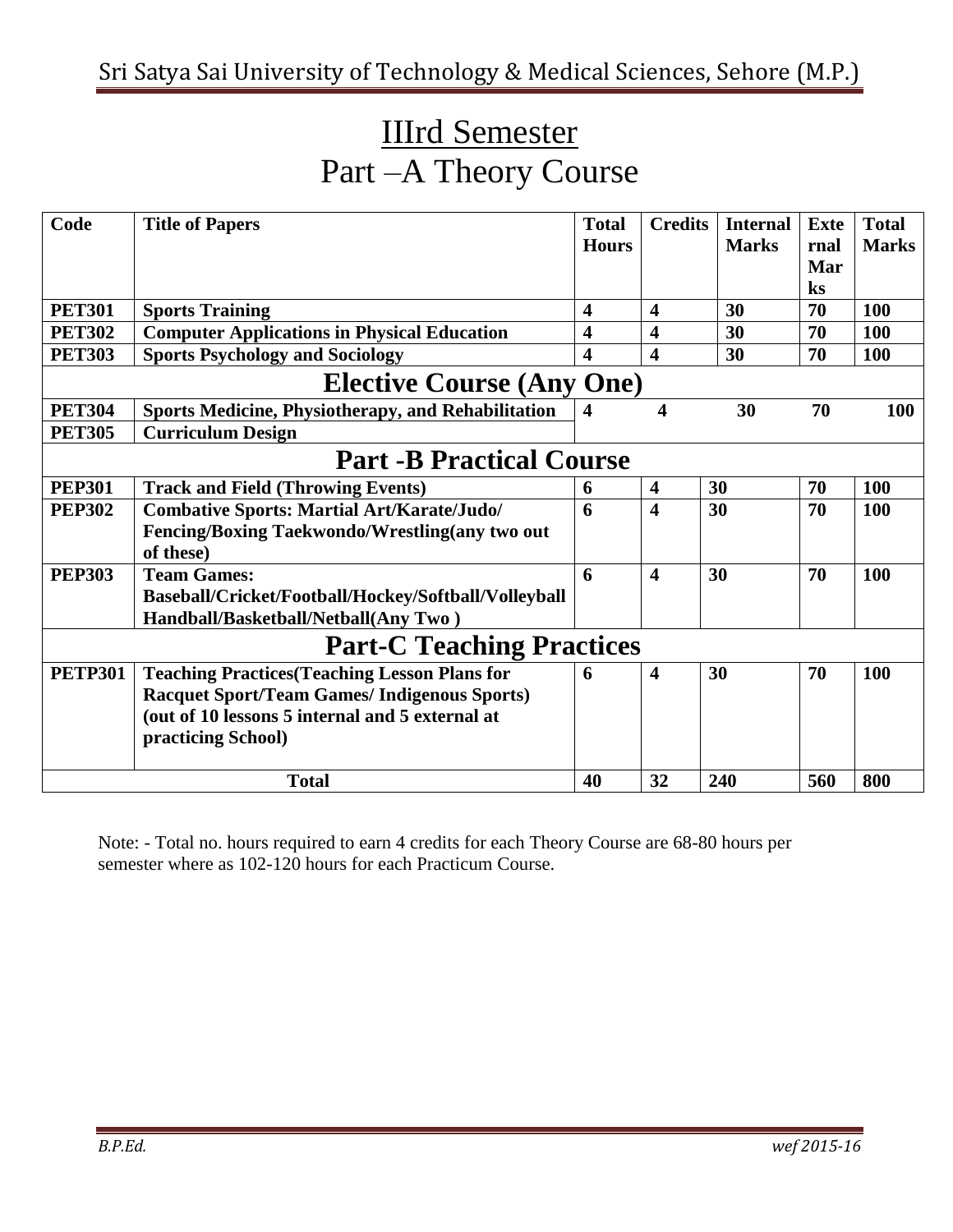# IIIrd Semester

## Part –A Theory Course

| Code | Title of Papers | Total Hours | Credits | Internal Marks | External Marks | Total Marks |
|---|---|---|---|---|---|---|
| **PET301** | **Sports Training** | **4** | **4** | **30** | **70** | **100** |
| **PET302** | **Computer Applications in Physical Education** | **4** | **4** | **30** | **70** | **100** |
| **PET303** | **Sports Psychology and Sociology** | **4** | **4** | **30** | **70** | **100** |
| | **Elective Course (Any One)** | | | | | |
| **PET304** | **Sports Medicine, Physiotherapy, and Rehabilitation** | **4** | **4** | **30** | **70** | **100** |
| **PET305** | **Curriculum Design** | | | | | |
| | **Part -B Practical Course** | | | | | |
| **PEP301** | **Track and Field (Throwing Events)** | **6** | **4** | **30** | **70** | **100** |
| **PEP302** | **Combative Sports: Martial Art/Karate/Judo/ Fencing/Boxing Taekwondo/Wrestling(any two out of these)** | **6** | **4** | **30** | **70** | **100** |
| **PEP303** | **Team Games: Baseball/Cricket/Football/Hockey/Softball/Volleyball Handball/Basketball/Netball(Any Two )** | **6** | **4** | **30** | **70** | **100** |
| | **Part-C Teaching Practices** | | | | | |
| **PETP301** | **Teaching Practices(Teaching Lesson Plans for Racquet Sport/Team Games/ Indigenous Sports) (out of 10 lessons 5 internal and 5 external at practicing School)** | **6** | **4** | **30** | **70** | **100** |
| | **Total** | **40** | **32** | **240** | **560** | **800** |

Note: - Total no. hours required to earn 4 credits for each Theory Course are 68-80 hours per semester where as 102-120 hours for each Practicum Course.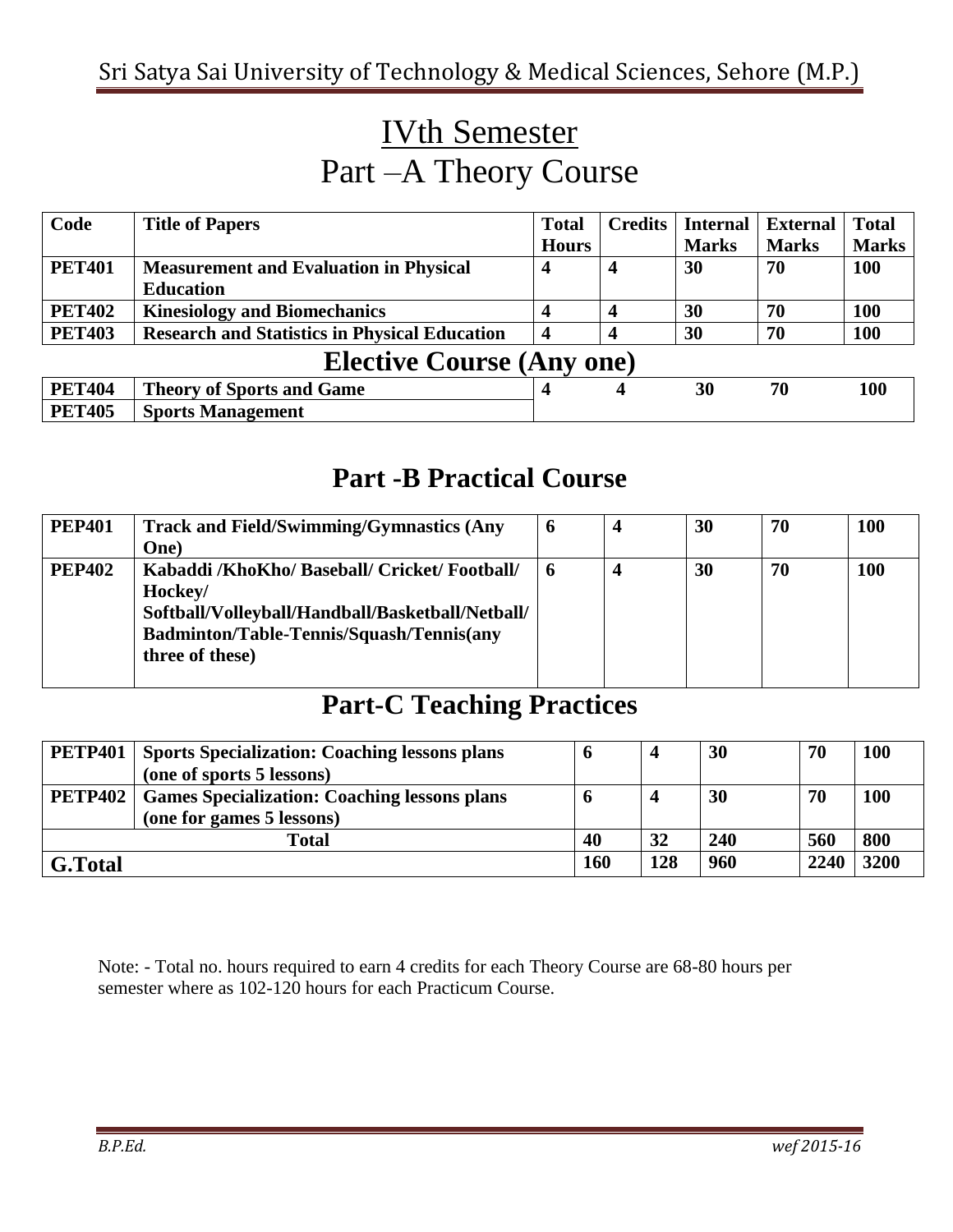# IVth Semester

## Part –A Theory Course

| Code | Title of Papers | Total Hours | Credits | Internal Marks | External Marks | Total Marks |
|---|---|---|---|---|---|---|
| **PET401** | **Measurement and Evaluation in Physical Education** | **4** | **4** | **30** | **70** | **100** |
| **PET402** | **Kinesiology and Biomechanics** | **4** | **4** | **30** | **70** | **100** |
| **PET403** | **Research and Statistics in Physical Education** | **4** | **4** | **30** | **70** | **100** |

## Elective Course (Any one)

| | | | | | | |
|---|---|---|---|---|---|---|
| **PET404** | **Theory of Sports and Game** | **4** | **4** | **30** | **70** | **100** |
| **PET405** | **Sports Management** | | | | | |

## Part -B Practical Course

| | | | | | | |
|---|---|---|---|---|---|---|
| **PEP401** | **Track and Field/Swimming/Gymnastics (Any One)** | **6** | **4** | **30** | **70** | **100** |
| **PEP402** | **Kabaddi /KhoKho/ Baseball/ Cricket/ Football/ Hockey/ Softball/Volleyball/Handball/Basketball/Netball/ Badminton/Table-Tennis/Squash/Tennis(any three of these)** | **6** | **4** | **30** | **70** | **100** |

## Part-C Teaching Practices

| | | | | | | |
|---|---|---|---|---|---|---|
| **PETP401** | **Sports Specialization: Coaching lessons plans (one of sports 5 lessons)** | **6** | **4** | **30** | **70** | **100** |
| **PETP402** | **Games Specialization: Coaching lessons plans (one for games 5 lessons)** | **6** | **4** | **30** | **70** | **100** |
| | **Total** | **40** | **32** | **240** | **560** | **800** |
| **G.Total** | | **160** | **128** | **960** | **2240** | **3200** |

Note: - Total no. hours required to earn 4 credits for each Theory Course are 68-80 hours per semester where as 102-120 hours for each Practicum Course.